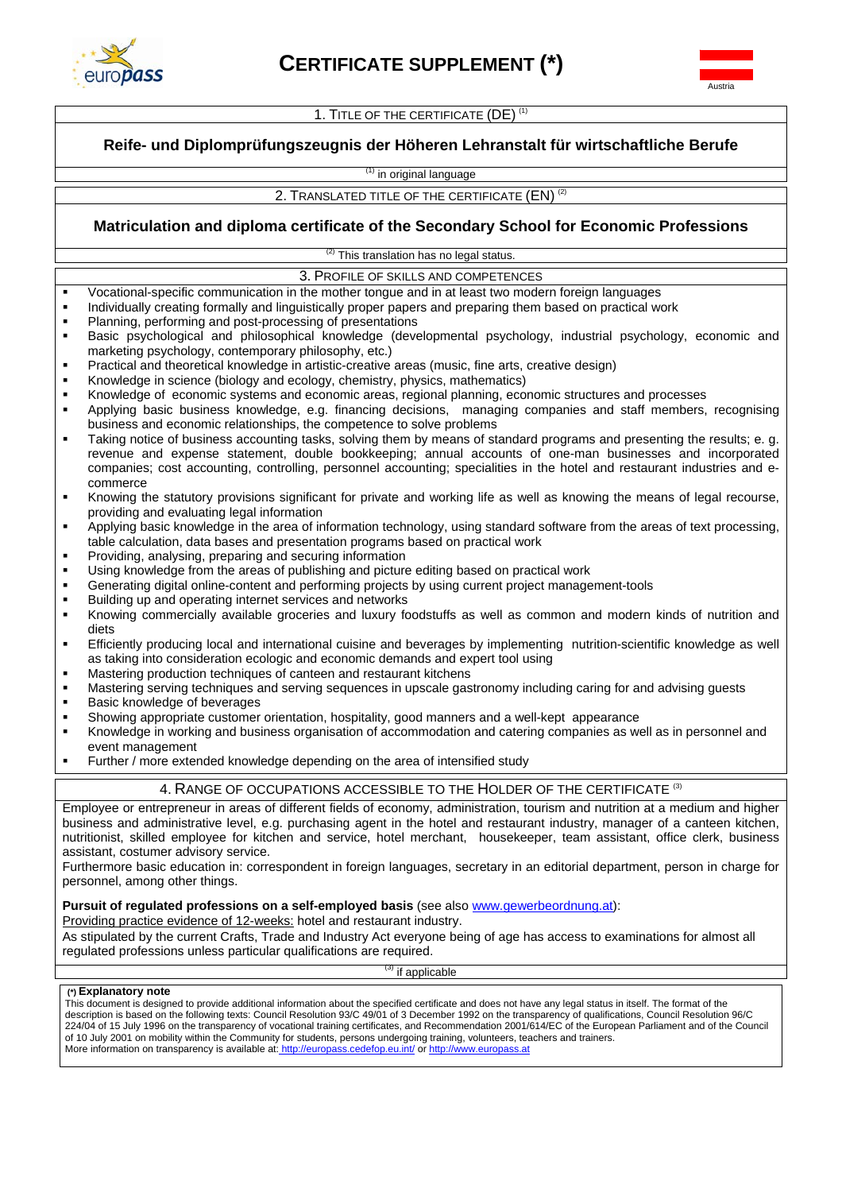# CERTIFICATE SUPPLEMENT (*)

Austria

## 1. TITLE OF THE CERTIFICATE (DE) [1]

**Reife- und Diplomprüfungszeugnis der Höheren Lehranstalt für wirtschaftliche Berufe**

[1] in original language

## 2. TRANSLATED TITLE OF THE CERTIFICATE (EN) [2]

**Matriculation and diploma certificate of the Secondary School for Economic Professions**

[2] This translation has no legal status.

## 3. PROFILE OF SKILLS AND COMPETENCES

- Vocational-specific communication in the mother tongue and in at least two modern foreign languages
- Individually creating formally and linguistically proper papers and preparing them based on practical work
- Planning, performing and post-processing of presentations
- Basic psychological and philosophical knowledge (developmental psychology, industrial psychology, economic and marketing psychology, contemporary philosophy, etc.)
- Practical and theoretical knowledge in artistic-creative areas (music, fine arts, creative design)
- Knowledge in science (biology and ecology, chemistry, physics, mathematics)
- Knowledge of economic systems and economic areas, regional planning, economic structures and processes
- Applying basic business knowledge, e.g. financing decisions, managing companies and staff members, recognising business and economic relationships, the competence to solve problems
- Taking notice of business accounting tasks, solving them by means of standard programs and presenting the results; e. g. revenue and expense statement, double bookkeeping; annual accounts of one-man businesses and incorporated companies; cost accounting, controlling, personnel accounting; specialities in the hotel and restaurant industries and e-commerce
- Knowing the statutory provisions significant for private and working life as well as knowing the means of legal recourse, providing and evaluating legal information
- Applying basic knowledge in the area of information technology, using standard software from the areas of text processing, table calculation, data bases and presentation programs based on practical work
- Providing, analysing, preparing and securing information
- Using knowledge from the areas of publishing and picture editing based on practical work
- Generating digital online-content and performing projects by using current project management-tools
- Building up and operating internet services and networks
- Knowing commercially available groceries and luxury foodstuffs as well as common and modern kinds of nutrition and diets
- Efficiently producing local and international cuisine and beverages by implementing nutrition-scientific knowledge as well as taking into consideration ecologic and economic demands and expert tool using
- Mastering production techniques of canteen and restaurant kitchens
- Mastering serving techniques and serving sequences in upscale gastronomy including caring for and advising guests
- Basic knowledge of beverages
- Showing appropriate customer orientation, hospitality, good manners and a well-kept appearance
- Knowledge in working and business organisation of accommodation and catering companies as well as in personnel and event management
- Further / more extended knowledge depending on the area of intensified study

## 4. RANGE OF OCCUPATIONS ACCESSIBLE TO THE HOLDER OF THE CERTIFICATE [3]

Employee or entrepreneur in areas of different fields of economy, administration, tourism and nutrition at a medium and higher business and administrative level, e.g. purchasing agent in the hotel and restaurant industry, manager of a canteen kitchen, nutritionist, skilled employee for kitchen and service, hotel merchant, housekeeper, team assistant, office clerk, business assistant, costumer advisory service.

Furthermore basic education in: correspondent in foreign languages, secretary in an editorial department, person in charge for personnel, among other things.

**Pursuit of regulated professions on a self-employed basis** (see also www.gewerbeordnung.at):

Providing practice evidence of 12-weeks: hotel and restaurant industry.

As stipulated by the current Crafts, Trade and Industry Act everyone being of age has access to examinations for almost all regulated professions unless particular qualifications are required.

[3] if applicable

**(*) Explanatory note**

This document is designed to provide additional information about the specified certificate and does not have any legal status in itself. The format of the description is based on the following texts: Council Resolution 93/C 49/01 of 3 December 1992 on the transparency of qualifications, Council Resolution 96/C 224/04 of 15 July 1996 on the transparency of vocational training certificates, and Recommendation 2001/614/EC of the European Parliament and of the Council of 10 July 2001 on mobility within the Community for students, persons undergoing training, volunteers, teachers and trainers.
More information on transparency is available at: http://europass.cedefop.eu.int/ or http://www.europass.at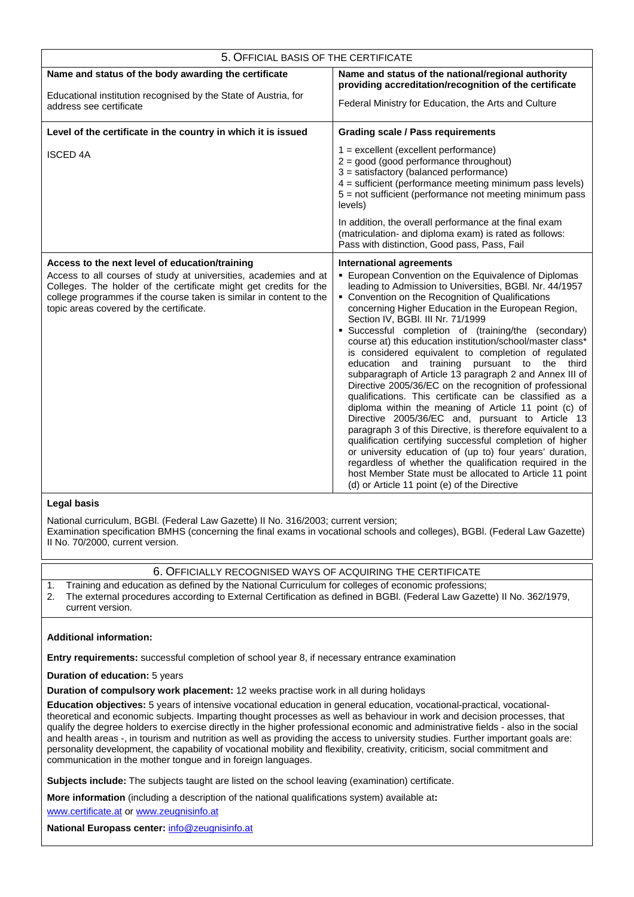## 5. Official basis of the certificate

| Name and status of the body awarding the certificate | Name and status of the national/regional authority providing accreditation/recognition of the certificate |
|---|---|
| Educational institution recognised by the State of Austria, for address see certificate | Federal Ministry for Education, the Arts and Culture |
| **Level of the certificate in the country in which it is issued** | **Grading scale / Pass requirements** |
| ISCED 4A | 1 = excellent (excellent performance)<br>2 = good (good performance throughout)<br>3 = satisfactory (balanced performance)<br>4 = sufficient (performance meeting minimum pass levels)<br>5 = not sufficient (performance not meeting minimum pass levels)<br><br>In addition, the overall performance at the final exam (matriculation- and diploma exam) is rated as follows: Pass with distinction, Good pass, Pass, Fail |
| **Access to the next level of education/training**<br>Access to all courses of study at universities, academies and at Colleges. The holder of the certificate might get credits for the college programmes if the course taken is similar in content to the topic areas covered by the certificate. | **International agreements**<br>▪ European Convention on the Equivalence of Diplomas leading to Admission to Universities, BGBl. Nr. 44/1957<br>▪ Convention on the Recognition of Qualifications concerning Higher Education in the European Region, Section IV, BGBl. III Nr. 71/1999<br>▪ Successful completion of (training/the (secondary) course at) this education institution/school/master class* is considered equivalent to completion of regulated education and training pursuant to the third subparagraph of Article 13 paragraph 2 and Annex III of Directive 2005/36/EC on the recognition of professional qualifications. This certificate can be classified as a diploma within the meaning of Article 11 point (c) of Directive 2005/36/EC and, pursuant to Article 13 paragraph 3 of this Directive, is therefore equivalent to a qualification certifying successful completion of higher or university education of (up to) four years' duration, regardless of whether the qualification required in the host Member State must be allocated to Article 11 point (d) or Article 11 point (e) of the Directive |

**Legal basis**

National curriculum, BGBl. (Federal Law Gazette) II No. 316/2003; current version;
Examination specification BMHS (concerning the final exams in vocational schools and colleges), BGBl. (Federal Law Gazette) II No. 70/2000, current version.

## 6. Officially recognised ways of acquiring the certificate

1. Training and education as defined by the National Curriculum for colleges of economic professions;
2. The external procedures according to External Certification as defined in BGBl. (Federal Law Gazette) II No. 362/1979, current version.

**Additional information:**

**Entry requirements:** successful completion of school year 8, if necessary entrance examination

**Duration of education:** 5 years

**Duration of compulsory work placement:** 12 weeks practise work in all during holidays

**Education objectives:** 5 years of intensive vocational education in general education, vocational-practical, vocational-theoretical and economic subjects. Imparting thought processes as well as behaviour in work and decision processes, that qualify the degree holders to exercise directly in the higher professional economic and administrative fields - also in the social and health areas -, in tourism and nutrition as well as providing the access to university studies. Further important goals are: personality development, the capability of vocational mobility and flexibility, creativity, criticism, social commitment and communication in the mother tongue and in foreign languages.

**Subjects include:** The subjects taught are listed on the school leaving (examination) certificate.

**More information** (including a description of the national qualifications system) available at**:**

www.certificate.at or www.zeugnisinfo.at

**National Europass center:** info@zeugnisinfo.at